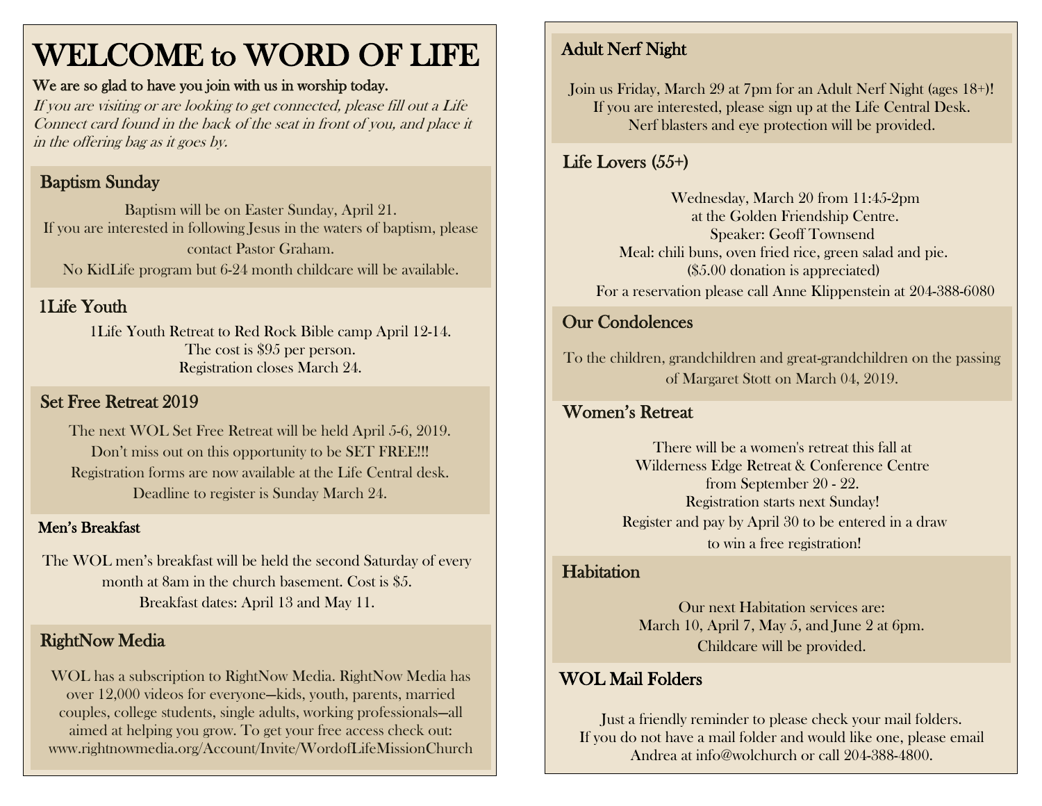# WELCOME to WORD OF LIFE

**We are so glad to have you join with us in worship today.**

*If you are visiting or are looking to get connected, please fill out a Life Connect card found in the back of the seat in front of you, and place it in the offering bag as it goes by.*

## Baptism Sunday

Baptism will be on Easter Sunday, April 21.
If you are interested in following Jesus in the waters of baptism, please contact Pastor Graham.
No KidLife program but 6-24 month childcare will be available.

## 1Life Youth

1Life Youth Retreat to Red Rock Bible camp April 12-14.
The cost is $95 per person.
Registration closes March 24.

## Set Free Retreat 2019

The next WOL Set Free Retreat will be held April 5-6, 2019.
Don't miss out on this opportunity to be SET FREE!!!
Registration forms are now available at the Life Central desk.
Deadline to register is Sunday March 24.

## Men's Breakfast

The WOL men's breakfast will be held the second Saturday of every month at 8am in the church basement. Cost is $5.
Breakfast dates: April 13 and May 11.

## RightNow Media

WOL has a subscription to RightNow Media. RightNow Media has over 12,000 videos for everyone—kids, youth, parents, married couples, college students, single adults, working professionals—all aimed at helping you grow. To get your free access check out: www.rightnowmedia.org/Account/Invite/WordofLifeMissionChurch

## Adult Nerf Night

Join us Friday, March 29 at 7pm for an Adult Nerf Night (ages 18+)!
If you are interested, please sign up at the Life Central Desk.
Nerf blasters and eye protection will be provided.

## Life Lovers (55+)

Wednesday, March 20 from 11:45-2pm
at the Golden Friendship Centre.
Speaker: Geoff Townsend
Meal: chili buns, oven fried rice, green salad and pie.
($5.00 donation is appreciated)
For a reservation please call Anne Klippenstein at 204-388-6080

## Our Condolences

To the children, grandchildren and great-grandchildren on the passing of Margaret Stott on March 04, 2019.

## Women's Retreat

There will be a women's retreat this fall at
Wilderness Edge Retreat & Conference Centre
from September 20 - 22.
Registration starts next Sunday!
Register and pay by April 30 to be entered in a draw
to win a free registration!

## Habitation

Our next Habitation services are:
March 10, April 7, May 5, and June 2 at 6pm.
Childcare will be provided.

## WOL Mail Folders

Just a friendly reminder to please check your mail folders.
If you do not have a mail folder and would like one, please email Andrea at info@wolchurch or call 204-388-4800.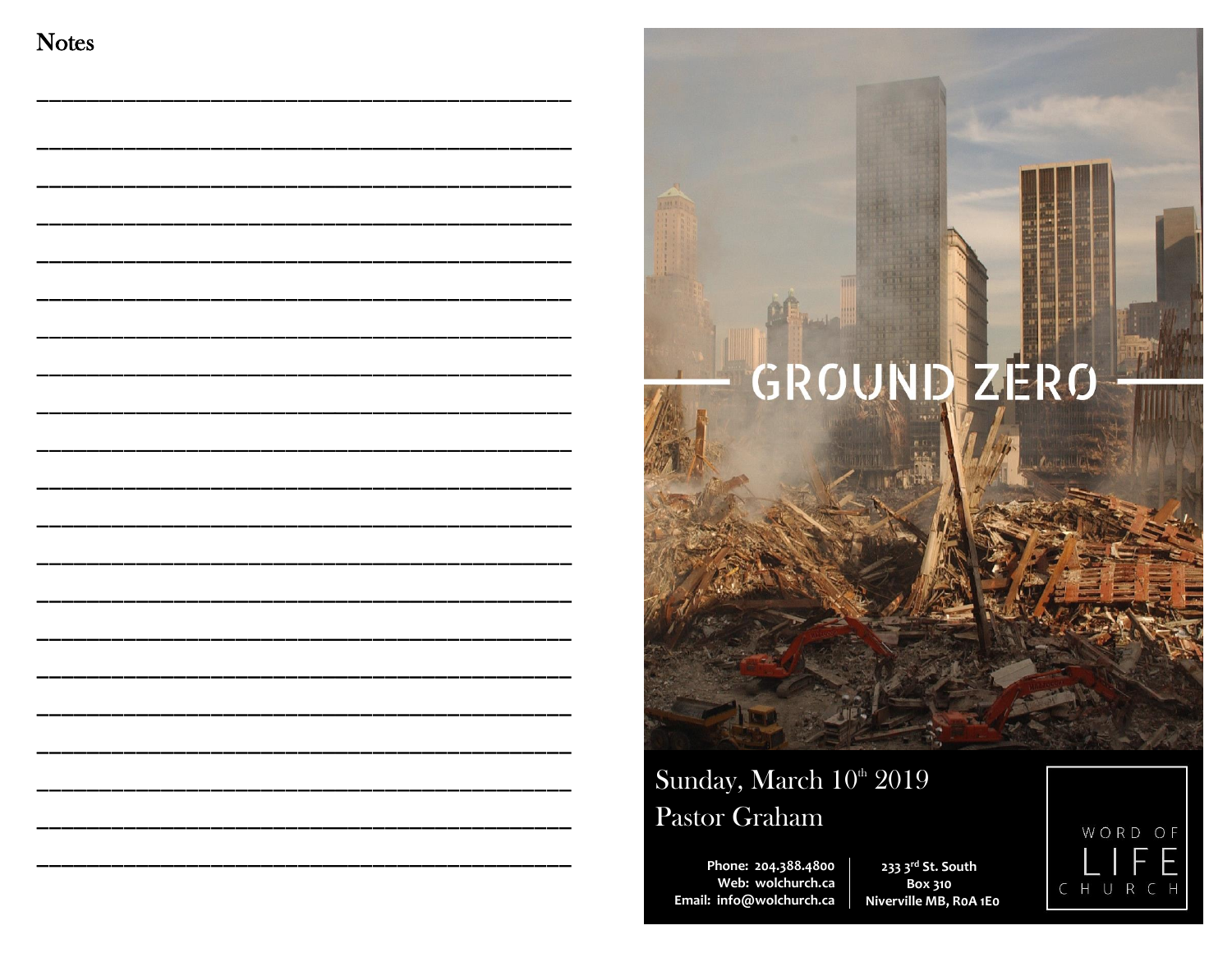**Notes**

______________________________________________

______________________________________________

______________________________________________

______________________________________________

______________________________________________

______________________________________________

______________________________________________

______________________________________________

______________________________________________

______________________________________________

______________________________________________

______________________________________________

______________________________________________

______________________________________________

______________________________________________

______________________________________________

______________________________________________

______________________________________________

______________________________________________

______________________________________________

______________________________________________

# GROUND ZERO

Sunday, March 10th 2019

Pastor Graham

Phone: 204.388.4800
Web: wolchurch.ca
Email: info@wolchurch.ca

233 3rd St. South
Box 310
Niverville MB, R0A 1E0

WORD OF LIFE CHURCH